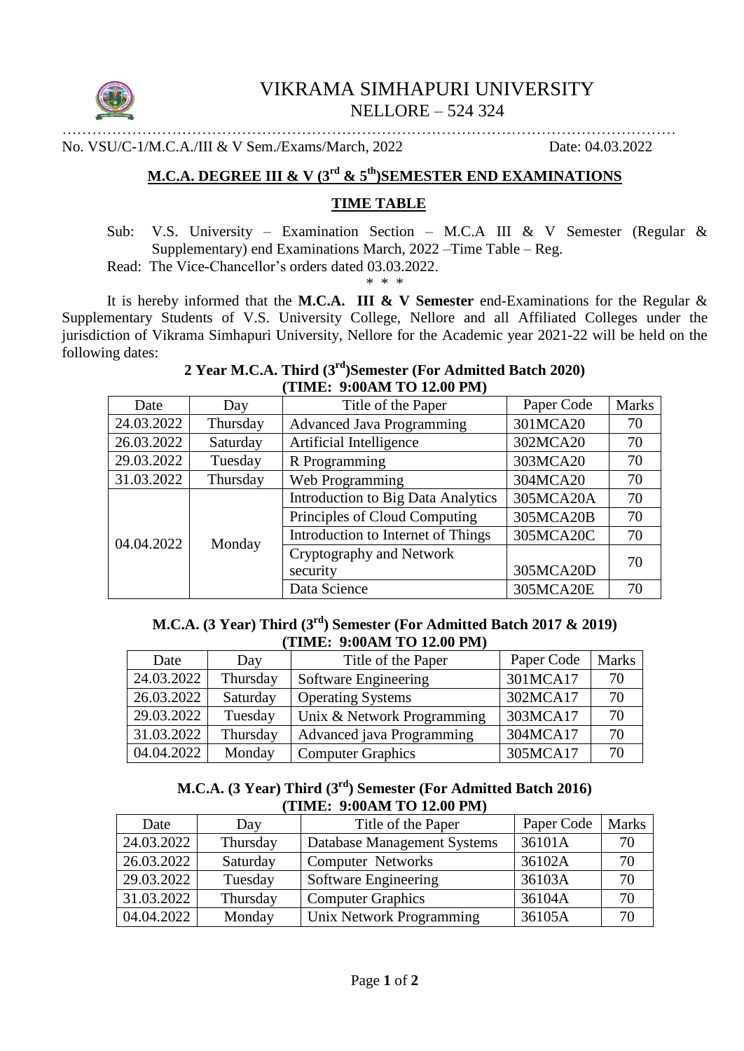# VIKRAMA SIMHAPURI UNIVERSITY

NELLORE – 524 324

No. VSU/C-1/M.C.A./III & V Sem./Exams/March, 2022 Date: 04.03.2022

## M.C.A. DEGREE III & V (3rd & 5th)SEMESTER END EXAMINATIONS

### TIME TABLE

Sub: V.S. University – Examination Section – M.C.A III & V Semester (Regular & Supplementary) end Examinations March, 2022 –Time Table – Reg.

Read: The Vice-Chancellor's orders dated 03.03.2022.

\* \* \*

It is hereby informed that the **M.C.A. III & V Semester** end-Examinations for the Regular & Supplementary Students of V.S. University College, Nellore and all Affiliated Colleges under the jurisdiction of Vikrama Simhapuri University, Nellore for the Academic year 2021-22 will be held on the following dates:

**2 Year M.C.A. Third (3rd)Semester (For Admitted Batch 2020)**
**(TIME: 9:00AM TO 12.00 PM)**

| Date | Day | Title of the Paper | Paper Code | Marks |
|---|---|---|---|---|
| 24.03.2022 | Thursday | Advanced Java Programming | 301MCA20 | 70 |
| 26.03.2022 | Saturday | Artificial Intelligence | 302MCA20 | 70 |
| 29.03.2022 | Tuesday | R Programming | 303MCA20 | 70 |
| 31.03.2022 | Thursday | Web Programming | 304MCA20 | 70 |
| 04.04.2022 | Monday | Introduction to Big Data Analytics | 305MCA20A | 70 |
| | | Principles of Cloud Computing | 305MCA20B | 70 |
| | | Introduction to Internet of Things | 305MCA20C | 70 |
| | | Cryptography and Network security | 305MCA20D | 70 |
| | | Data Science | 305MCA20E | 70 |

**M.C.A. (3 Year) Third (3rd) Semester (For Admitted Batch 2017 & 2019)**
**(TIME: 9:00AM TO 12.00 PM)**

| Date | Day | Title of the Paper | Paper Code | Marks |
|---|---|---|---|---|
| 24.03.2022 | Thursday | Software Engineering | 301MCA17 | 70 |
| 26.03.2022 | Saturday | Operating Systems | 302MCA17 | 70 |
| 29.03.2022 | Tuesday | Unix & Network Programming | 303MCA17 | 70 |
| 31.03.2022 | Thursday | Advanced java Programming | 304MCA17 | 70 |
| 04.04.2022 | Monday | Computer Graphics | 305MCA17 | 70 |

**M.C.A. (3 Year) Third (3rd) Semester (For Admitted Batch 2016)**
**(TIME: 9:00AM TO 12.00 PM)**

| Date | Day | Title of the Paper | Paper Code | Marks |
|---|---|---|---|---|
| 24.03.2022 | Thursday | Database Management Systems | 36101A | 70 |
| 26.03.2022 | Saturday | Computer Networks | 36102A | 70 |
| 29.03.2022 | Tuesday | Software Engineering | 36103A | 70 |
| 31.03.2022 | Thursday | Computer Graphics | 36104A | 70 |
| 04.04.2022 | Monday | Unix Network Programming | 36105A | 70 |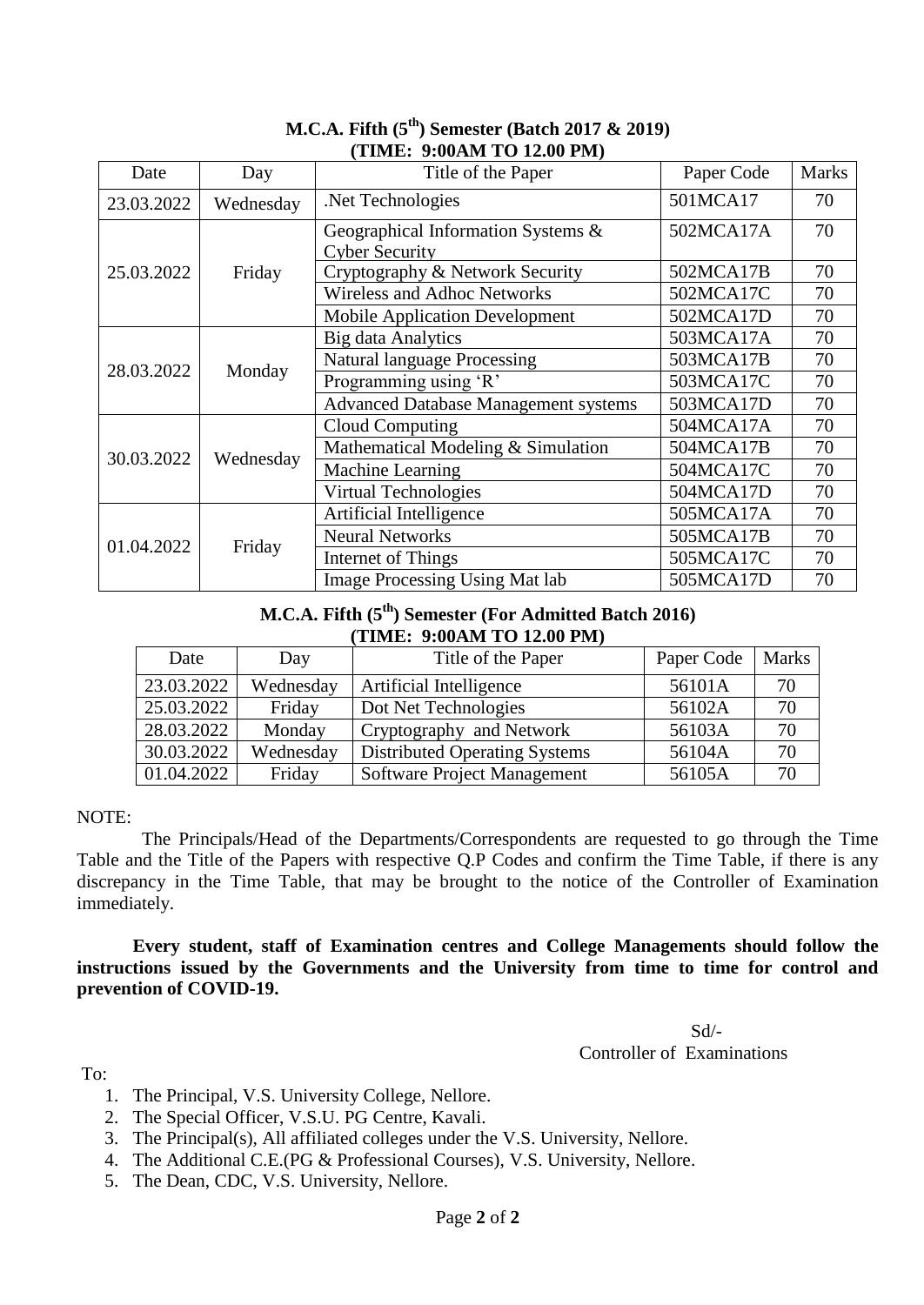## M.C.A. Fifth (5th) Semester (Batch 2017 & 2019)
### (TIME: 9:00AM TO 12.00 PM)

| Date | Day | Title of the Paper | Paper Code | Marks |
|---|---|---|---|---|
| 23.03.2022 | Wednesday | .Net Technologies | 501MCA17 | 70 |
| 25.03.2022 | Friday | Geographical Information Systems & Cyber Security | 502MCA17A | 70 |
| | | Cryptography & Network Security | 502MCA17B | 70 |
| | | Wireless and Adhoc Networks | 502MCA17C | 70 |
| | | Mobile Application Development | 502MCA17D | 70 |
| 28.03.2022 | Monday | Big data Analytics | 503MCA17A | 70 |
| | | Natural language Processing | 503MCA17B | 70 |
| | | Programming using 'R' | 503MCA17C | 70 |
| | | Advanced Database Management systems | 503MCA17D | 70 |
| 30.03.2022 | Wednesday | Cloud Computing | 504MCA17A | 70 |
| | | Mathematical Modeling & Simulation | 504MCA17B | 70 |
| | | Machine Learning | 504MCA17C | 70 |
| | | Virtual Technologies | 504MCA17D | 70 |
| 01.04.2022 | Friday | Artificial Intelligence | 505MCA17A | 70 |
| | | Neural Networks | 505MCA17B | 70 |
| | | Internet of Things | 505MCA17C | 70 |
| | | Image Processing Using Mat lab | 505MCA17D | 70 |

## M.C.A. Fifth (5th) Semester (For Admitted Batch 2016)
### (TIME: 9:00AM TO 12.00 PM)

| Date | Day | Title of the Paper | Paper Code | Marks |
|---|---|---|---|---|
| 23.03.2022 | Wednesday | Artificial Intelligence | 56101A | 70 |
| 25.03.2022 | Friday | Dot Net Technologies | 56102A | 70 |
| 28.03.2022 | Monday | Cryptography and Network | 56103A | 70 |
| 30.03.2022 | Wednesday | Distributed Operating Systems | 56104A | 70 |
| 01.04.2022 | Friday | Software Project Management | 56105A | 70 |

NOTE:

The Principals/Head of the Departments/Correspondents are requested to go through the Time Table and the Title of the Papers with respective Q.P Codes and confirm the Time Table, if there is any discrepancy in the Time Table, that may be brought to the notice of the Controller of Examination immediately.

**Every student, staff of Examination centres and College Managements should follow the instructions issued by the Governments and the University from time to time for control and prevention of COVID-19.**

Sd/-

Controller of Examinations

To:

1. The Principal, V.S. University College, Nellore.
2. The Special Officer, V.S.U. PG Centre, Kavali.
3. The Principal(s), All affiliated colleges under the V.S. University, Nellore.
4. The Additional C.E.(PG & Professional Courses), V.S. University, Nellore.
5. The Dean, CDC, V.S. University, Nellore.